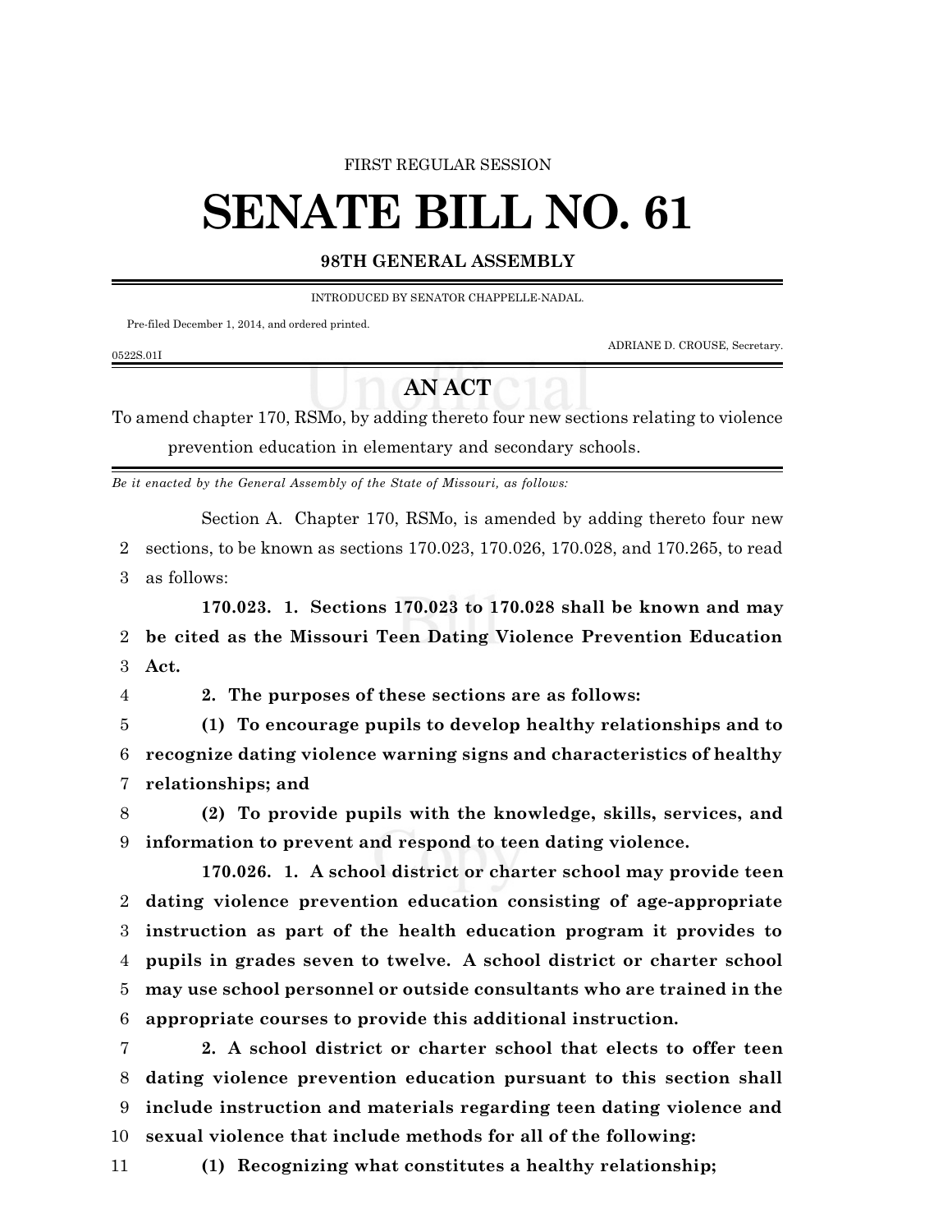FIRST REGULAR SESSION

# SENATE BILL NO. 61

**98TH GENERAL ASSEMBLY**

INTRODUCED BY SENATOR CHAPPELLE-NADAL.

Pre-filed December 1, 2014, and ordered printed.

ADRIANE D. CROUSE, Secretary.

0522S.01I

## AN ACT

To amend chapter 170, RSMo, by adding thereto four new sections relating to violence prevention education in elementary and secondary schools.

*Be it enacted by the General Assembly of the State of Missouri, as follows:*

Section A. Chapter 170, RSMo, is amended by adding thereto four new sections, to be known as sections 170.023, 170.026, 170.028, and 170.265, to read as follows:

**170.023. 1. Sections 170.023 to 170.028 shall be known and may be cited as the Missouri Teen Dating Violence Prevention Education Act.**

**2. The purposes of these sections are as follows:**

**(1) To encourage pupils to develop healthy relationships and to recognize dating violence warning signs and characteristics of healthy relationships; and**

**(2) To provide pupils with the knowledge, skills, services, and information to prevent and respond to teen dating violence.**

**170.026. 1. A school district or charter school may provide teen dating violence prevention education consisting of age-appropriate instruction as part of the health education program it provides to pupils in grades seven to twelve. A school district or charter school may use school personnel or outside consultants who are trained in the appropriate courses to provide this additional instruction.**

**2. A school district or charter school that elects to offer teen dating violence prevention education pursuant to this section shall include instruction and materials regarding teen dating violence and sexual violence that include methods for all of the following:**

**(1) Recognizing what constitutes a healthy relationship;**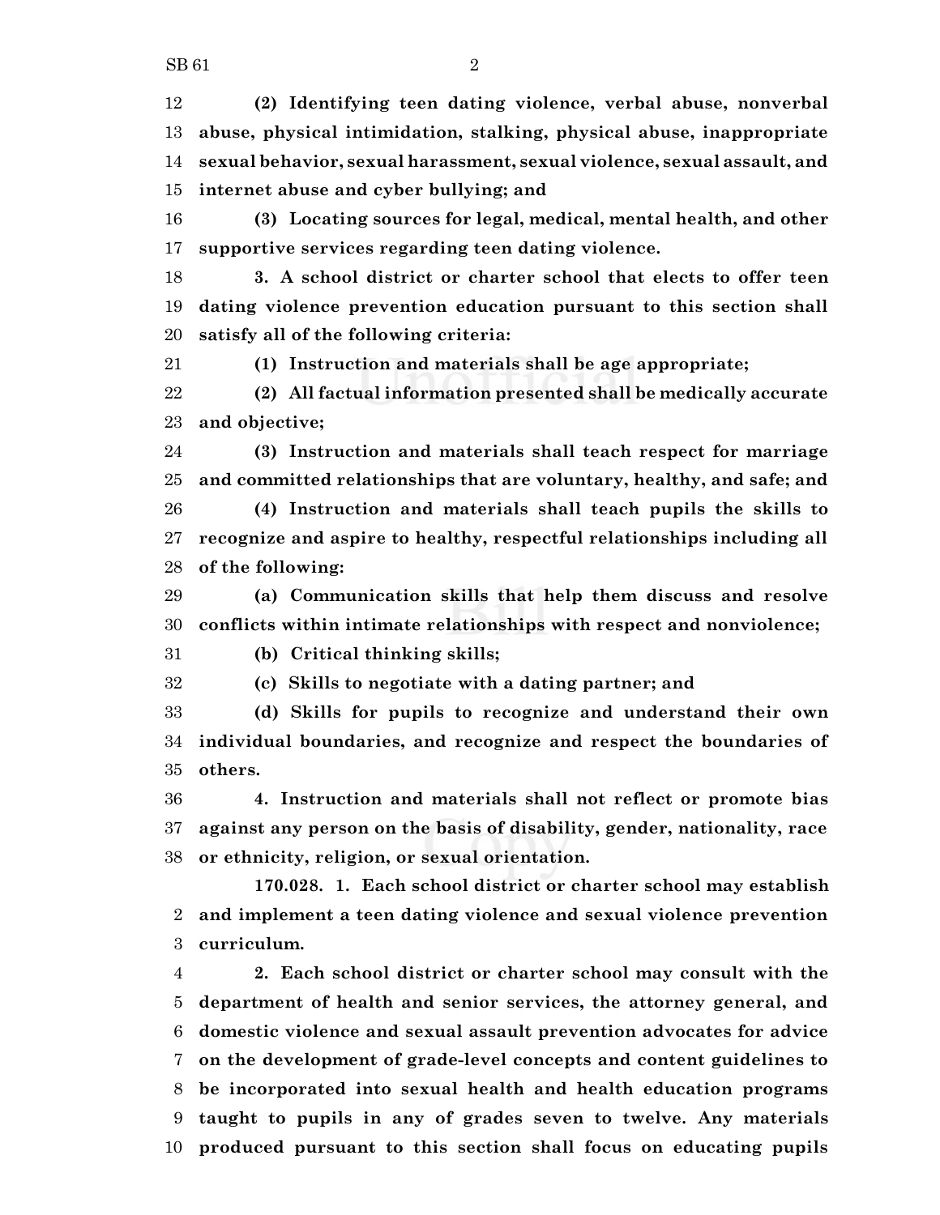**(2) Identifying teen dating violence, verbal abuse, nonverbal abuse, physical intimidation, stalking, physical abuse, inappropriate sexual behavior, sexual harassment, sexual violence, sexual assault, and internet abuse and cyber bullying; and**

**(3) Locating sources for legal, medical, mental health, and other supportive services regarding teen dating violence.**

**3. A school district or charter school that elects to offer teen dating violence prevention education pursuant to this section shall satisfy all of the following criteria:**

**(1) Instruction and materials shall be age appropriate;**

**(2) All factual information presented shall be medically accurate and objective;**

**(3) Instruction and materials shall teach respect for marriage and committed relationships that are voluntary, healthy, and safe; and**

**(4) Instruction and materials shall teach pupils the skills to recognize and aspire to healthy, respectful relationships including all of the following:**

**(a) Communication skills that help them discuss and resolve conflicts within intimate relationships with respect and nonviolence;**

**(b) Critical thinking skills;**

**(c) Skills to negotiate with a dating partner; and**

**(d) Skills for pupils to recognize and understand their own individual boundaries, and recognize and respect the boundaries of others.**

**4. Instruction and materials shall not reflect or promote bias against any person on the basis of disability, gender, nationality, race or ethnicity, religion, or sexual orientation.**

**170.028. 1. Each school district or charter school may establish and implement a teen dating violence and sexual violence prevention curriculum.**

**2. Each school district or charter school may consult with the department of health and senior services, the attorney general, and domestic violence and sexual assault prevention advocates for advice on the development of grade-level concepts and content guidelines to be incorporated into sexual health and health education programs taught to pupils in any of grades seven to twelve. Any materials produced pursuant to this section shall focus on educating pupils**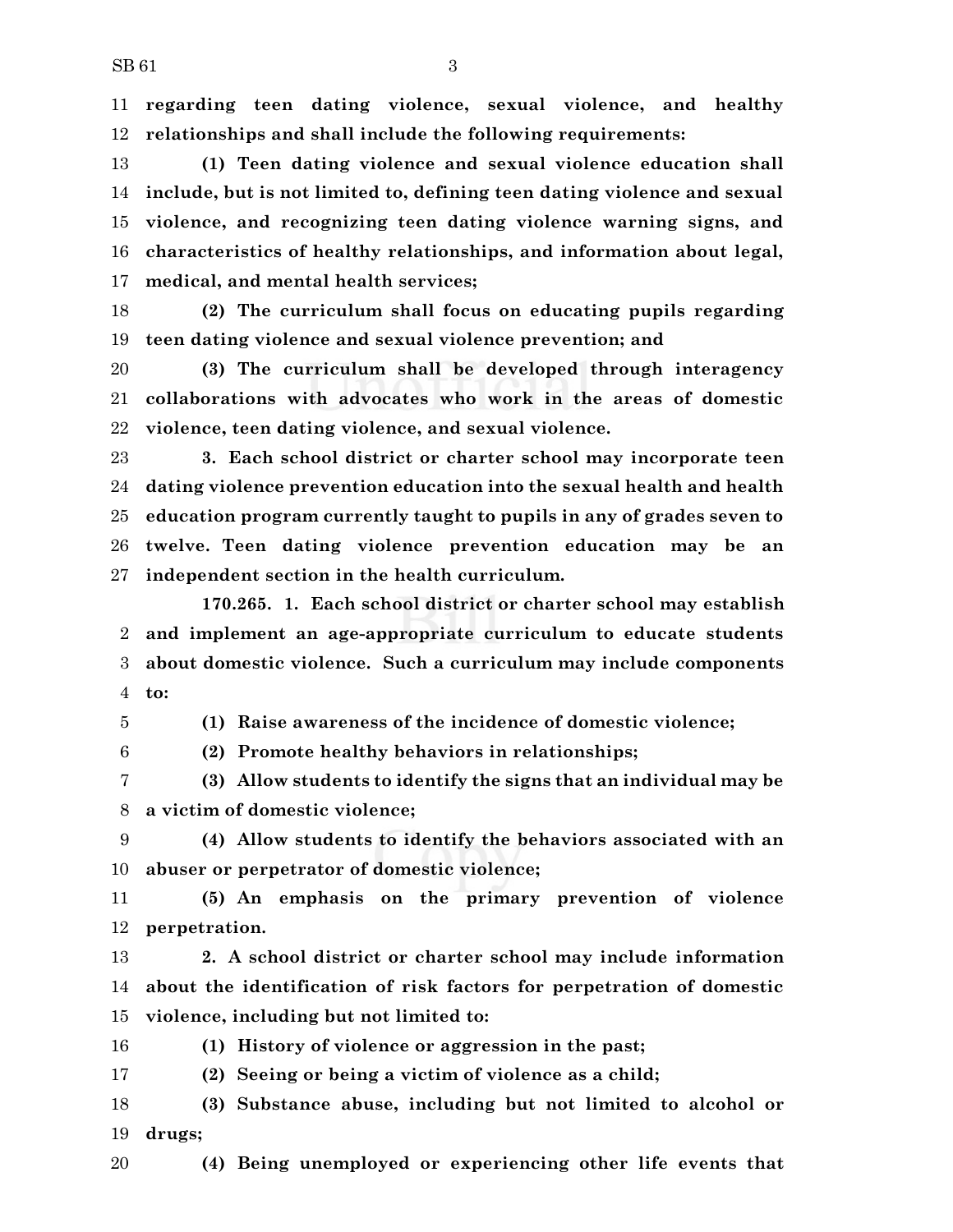**regarding teen dating violence, sexual violence, and healthy relationships and shall include the following requirements:**

**(1) Teen dating violence and sexual violence education shall include, but is not limited to, defining teen dating violence and sexual violence, and recognizing teen dating violence warning signs, and characteristics of healthy relationships, and information about legal, medical, and mental health services;**

**(2) The curriculum shall focus on educating pupils regarding teen dating violence and sexual violence prevention; and**

**(3) The curriculum shall be developed through interagency collaborations with advocates who work in the areas of domestic violence, teen dating violence, and sexual violence.**

**3. Each school district or charter school may incorporate teen dating violence prevention education into the sexual health and health education program currently taught to pupils in any of grades seven to twelve. Teen dating violence prevention education may be an independent section in the health curriculum.**

**170.265. 1. Each school district or charter school may establish and implement an age-appropriate curriculum to educate students about domestic violence. Such a curriculum may include components to:**

**(1) Raise awareness of the incidence of domestic violence;**

**(2) Promote healthy behaviors in relationships;**

**(3) Allow students to identify the signs that an individual may be a victim of domestic violence;**

**(4) Allow students to identify the behaviors associated with an abuser or perpetrator of domestic violence;**

**(5) An emphasis on the primary prevention of violence perpetration.**

**2. A school district or charter school may include information about the identification of risk factors for perpetration of domestic violence, including but not limited to:**

**(1) History of violence or aggression in the past;**

**(2) Seeing or being a victim of violence as a child;**

**(3) Substance abuse, including but not limited to alcohol or drugs;**

**(4) Being unemployed or experiencing other life events that**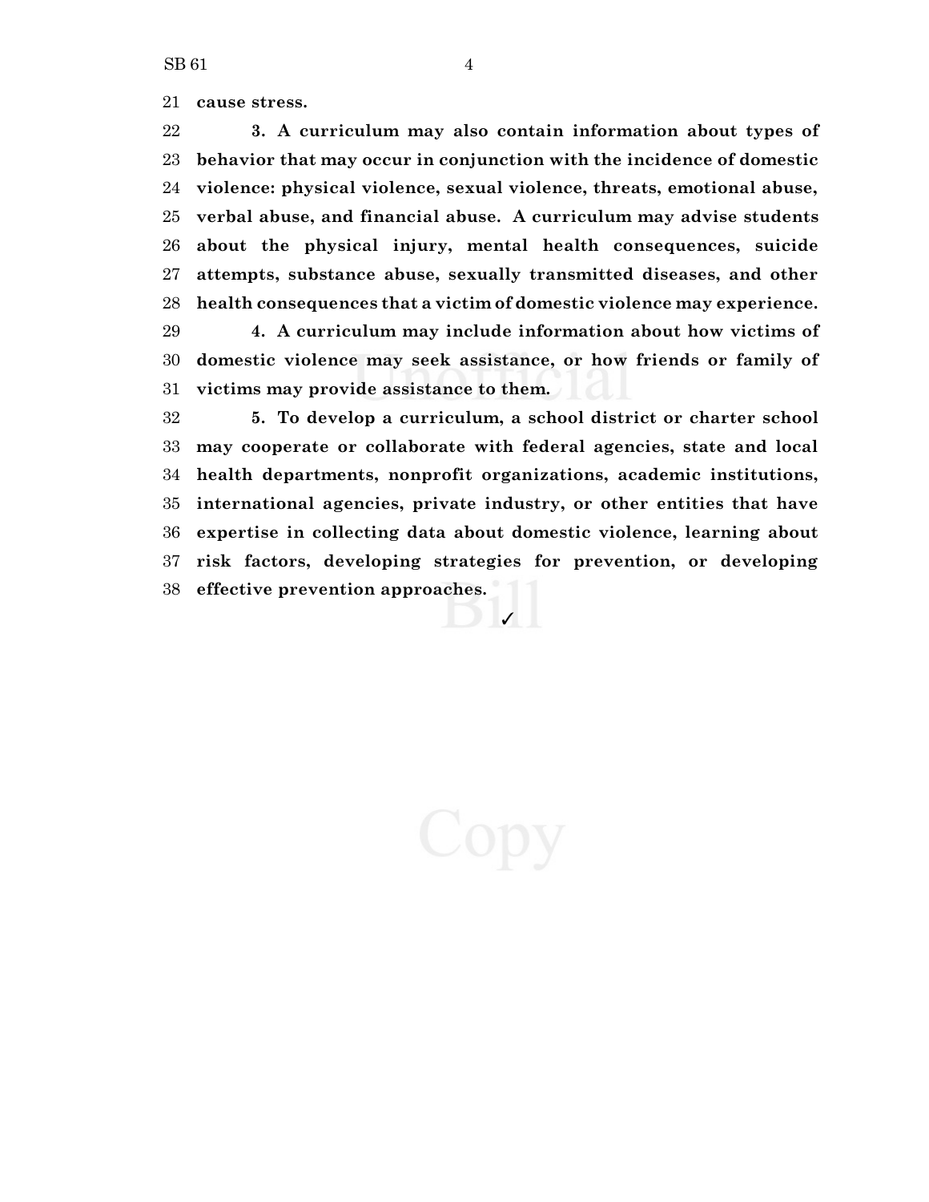**cause stress.**

**3. A curriculum may also contain information about types of behavior that may occur in conjunction with the incidence of domestic violence: physical violence, sexual violence, threats, emotional abuse, verbal abuse, and financial abuse. A curriculum may advise students about the physical injury, mental health consequences, suicide attempts, substance abuse, sexually transmitted diseases, and other health consequences that a victim of domestic violence may experience.**

**4. A curriculum may include information about how victims of domestic violence may seek assistance, or how friends or family of victims may provide assistance to them.**

**5. To develop a curriculum, a school district or charter school may cooperate or collaborate with federal agencies, state and local health departments, nonprofit organizations, academic institutions, international agencies, private industry, or other entities that have expertise in collecting data about domestic violence, learning about risk factors, developing strategies for prevention, or developing effective prevention approaches.**

✓